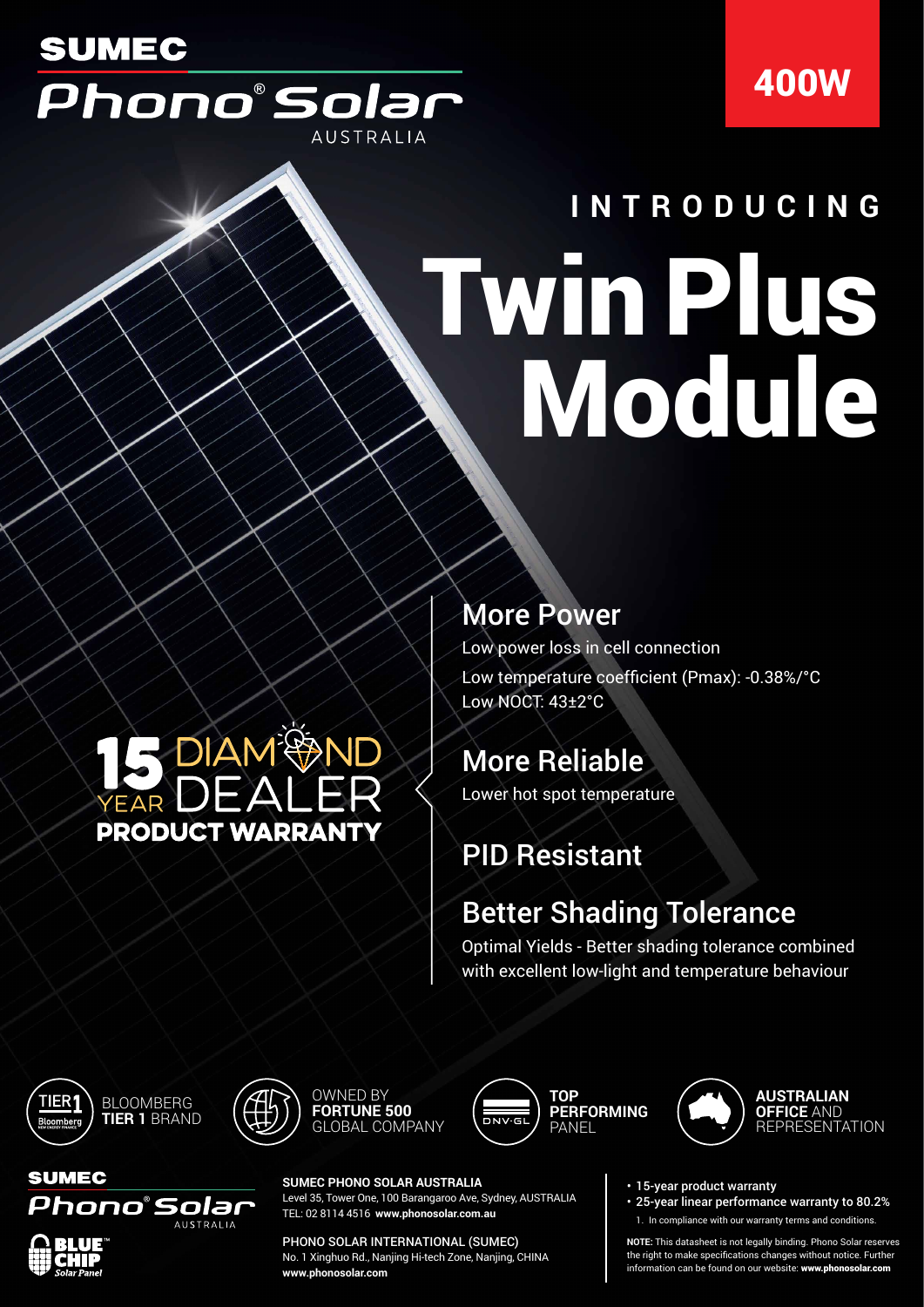SUMEC

Phono® Solar

AUSTRALIA

400W

INTRODUCING

# Twin Plus Module

## More Power

Low power loss in cell connection

Low temperature coefficient (Pmax): -0.38%/°C

Low NOCT: 43±2°C

## More Reliable

Lower hot spot temperature

## PID Resistant

## Better Shading Tolerance

Optimal Yields - Better shading tolerance combined with excellent low-light and temperature behaviour

15 YEAR DIAMOND DEALER

**PRODUCT WARRANTY**

TIER 1 Bloomberg — BLOOMBERG **TIER 1** BRAND

OWNED BY **FORTUNE 500** GLOBAL COMPANY

DNV·GL — **TOP PERFORMING** PANEL

**AUSTRALIAN OFFICE** AND REPRESENTATION

SUMEC

Phono® Solar

AUSTRALIA

BLUE CHIP Solar Panel

**SUMEC PHONO SOLAR AUSTRALIA**

Level 35, Tower One, 100 Barangaroo Ave, Sydney, AUSTRALIA

TEL: 02 8114 4516 **www.phonosolar.com.au**

PHONO SOLAR INTERNATIONAL (SUMEC)

No. 1 Xinghuo Rd., Nanjing Hi-tech Zone, Nanjing, CHINA

**www.phonosolar.com**

- **15-year product warranty**
- **25-year linear performance warranty to 80.2%**

1. In compliance with our warranty terms and conditions.

**NOTE:** This datasheet is not legally binding. Phono Solar reserves the right to make specifications changes without notice. Further information can be found on our website: **www.phonosolar.com**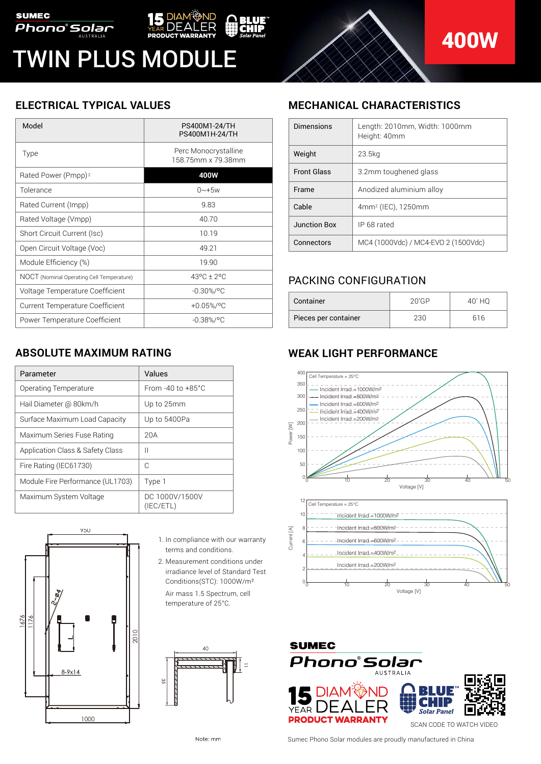SUMEC Phono Solar AUSTRALIA

15 YEAR DIAMOND DEALER PRODUCT WARRANTY

BLUE CHIP Solar Panel

# TWIN PLUS MODULE

400W

## ELECTRICAL TYPICAL VALUES

| Model | PS400M1-24/TH PS400M1H-24/TH |
|---|---|
| Type | Perc Monocrystalline 158.75mm x 79.38mm |
| Rated Power (Pmpp)[2] | **400W** |
| Tolerance | 0~+5w |
| Rated Current (Impp) | 9.83 |
| Rated Voltage (Vmpp) | 40.70 |
| Short Circuit Current (Isc) | 10.19 |
| Open Circuit Voltage (Voc) | 49.21 |
| Module Efficiency (%) | 19.90 |
| NOCT (Nominal Operating Cell Temperature) | 43°C ± 2°C |
| Voltage Temperature Coefficient | -0.30%/°C |
| Current Temperature Coefficient | +0.05%/°C |
| Power Temperature Coefficient | -0.38%/°C |

## MECHANICAL CHARACTERISTICS

| | |
|---|---|
| Dimensions | Length: 2010mm, Width: 1000mm Height: 40mm |
| Weight | 23.5kg |
| Front Glass | 3.2mm toughened glass |
| Frame | Anodized aluminium alloy |
| Cable | $4mm^2$ (IEC), 1250mm |
| Junction Box | IP 68 rated |
| Connectors | MC4 (1000Vdc) / MC4-EVO 2 (1500Vdc) |

## PACKING CONFIGURATION

| Container | 20'GP | 40' HQ |
|---|---|---|
| Pieces per container | 230 | 616 |

## ABSOLUTE MAXIMUM RATING

| Parameter | Values |
|---|---|
| Operating Temperature | From -40 to +85°C |
| Hail Diameter @ 80km/h | Up to 25mm |
| Surface Maximum Load Capacity | Up to 5400Pa |
| Maximum Series Fuse Rating | 20A |
| Application Class & Safety Class | II |
| Fire Rating (IEC61730) | C |
| Module Fire Performance (UL1703) | Type 1 |
| Maximum System Voltage | DC 1000V/1500V (IEC/ETL) |

## WEAK LIGHT PERFORMANCE

Cell Temperature = 25°C
Incident Irrad.=1000W/m2
Incident Irrad.=800W/m2
Incident Irrad.=600W/m2
Incident Irrad.=400W/m2
Incident Irrad.=200W/m2
Power [W]
Voltage [V]

Cell Temperature = 25°C
Incident Irrad.=1000W/m2
Incident Irrad.=800W/m2
Incident Irrad.=600W/m2
Incident Irrad.=400W/m2
Incident Irrad.=200W/m2
Current [A]
Voltage [V]

950
2-Φ4
1676
1176
2010
8-9x14
1000

40
35
11

1. In compliance with our warranty terms and conditions.
2. Measurement conditions under irradiance level of Standard Test Conditions(STC): $1000W/m^2$

   Air mass 1.5 Spectrum, cell temperature of 25°C.

Note: mm

SUMEC Phono Solar AUSTRALIA

15 YEAR DIAMOND DEALER PRODUCT WARRANTY

BLUE CHIP Solar Panel

SCAN CODE TO WATCH VIDEO

Sumec Phono Solar modules are proudly manufactured in China